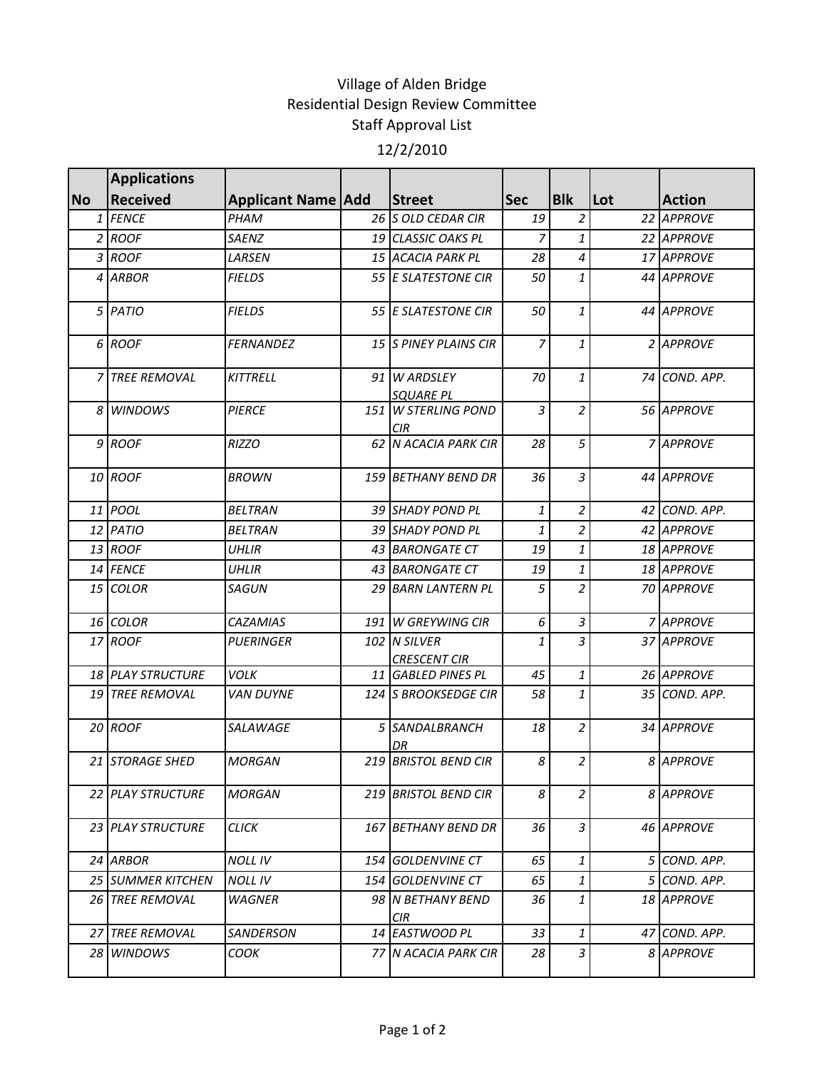# Village of Alden Bridge
## Residential Design Review Committee
### Staff Approval List
12/2/2010

| No | Applications Received | Applicant Name | Add | Street | Sec | Blk | Lot | Action |
|---|---|---|---|---|---|---|---|---|
| 1 | FENCE | PHAM | 26 | S OLD CEDAR CIR | 19 | 2 | 22 | APPROVE |
| 2 | ROOF | SAENZ | 19 | CLASSIC OAKS PL | 7 | 1 | 22 | APPROVE |
| 3 | ROOF | LARSEN | 15 | ACACIA PARK PL | 28 | 4 | 17 | APPROVE |
| 4 | ARBOR | FIELDS | 55 | E SLATESTONE CIR | 50 | 1 | 44 | APPROVE |
| 5 | PATIO | FIELDS | 55 | E SLATESTONE CIR | 50 | 1 | 44 | APPROVE |
| 6 | ROOF | FERNANDEZ | 15 | S PINEY PLAINS CIR | 7 | 1 | 2 | APPROVE |
| 7 | TREE REMOVAL | KITTRELL | 91 | W ARDSLEY SQUARE PL | 70 | 1 | 74 | COND. APP. |
| 8 | WINDOWS | PIERCE | 151 | W STERLING POND CIR | 3 | 2 | 56 | APPROVE |
| 9 | ROOF | RIZZO | 62 | N ACACIA PARK CIR | 28 | 5 | 7 | APPROVE |
| 10 | ROOF | BROWN | 159 | BETHANY BEND DR | 36 | 3 | 44 | APPROVE |
| 11 | POOL | BELTRAN | 39 | SHADY POND PL | 1 | 2 | 42 | COND. APP. |
| 12 | PATIO | BELTRAN | 39 | SHADY POND PL | 1 | 2 | 42 | APPROVE |
| 13 | ROOF | UHLIR | 43 | BARONGATE CT | 19 | 1 | 18 | APPROVE |
| 14 | FENCE | UHLIR | 43 | BARONGATE CT | 19 | 1 | 18 | APPROVE |
| 15 | COLOR | SAGUN | 29 | BARN LANTERN PL | 5 | 2 | 70 | APPROVE |
| 16 | COLOR | CAZAMIAS | 191 | W GREYWING CIR | 6 | 3 | 7 | APPROVE |
| 17 | ROOF | PUERINGER | 102 | N SILVER CRESCENT CIR | 1 | 3 | 37 | APPROVE |
| 18 | PLAY STRUCTURE | VOLK | 11 | GABLED PINES PL | 45 | 1 | 26 | APPROVE |
| 19 | TREE REMOVAL | VAN DUYNE | 124 | S BROOKSEDGE CIR | 58 | 1 | 35 | COND. APP. |
| 20 | ROOF | SALAWAGE | 5 | SANDALBRANCH DR | 18 | 2 | 34 | APPROVE |
| 21 | STORAGE SHED | MORGAN | 219 | BRISTOL BEND CIR | 8 | 2 | 8 | APPROVE |
| 22 | PLAY STRUCTURE | MORGAN | 219 | BRISTOL BEND CIR | 8 | 2 | 8 | APPROVE |
| 23 | PLAY STRUCTURE | CLICK | 167 | BETHANY BEND DR | 36 | 3 | 46 | APPROVE |
| 24 | ARBOR | NOLL IV | 154 | GOLDENVINE CT | 65 | 1 | 5 | COND. APP. |
| 25 | SUMMER KITCHEN | NOLL IV | 154 | GOLDENVINE CT | 65 | 1 | 5 | COND. APP. |
| 26 | TREE REMOVAL | WAGNER | 98 | N BETHANY BEND CIR | 36 | 1 | 18 | APPROVE |
| 27 | TREE REMOVAL | SANDERSON | 14 | EASTWOOD PL | 33 | 1 | 47 | COND. APP. |
| 28 | WINDOWS | COOK | 77 | N ACACIA PARK CIR | 28 | 3 | 8 | APPROVE |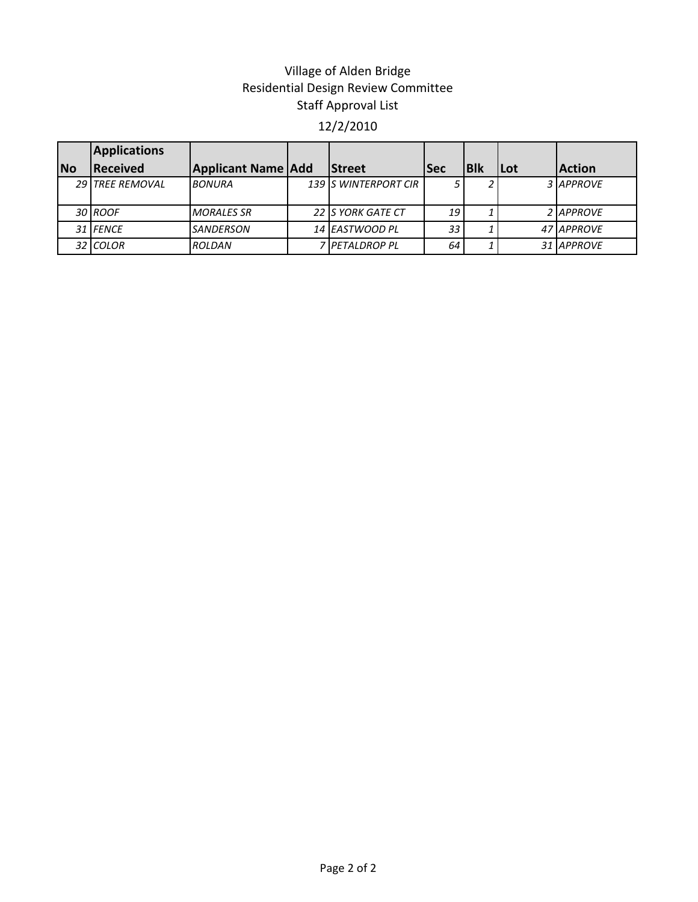Village of Alden Bridge
Residential Design Review Committee
Staff Approval List

12/2/2010

| No | Applications Received | Applicant Name | Add | Street | Sec | Blk | Lot | Action |
|---|---|---|---|---|---|---|---|---|
| *29* | *TREE REMOVAL* | *BONURA* | *139* | *S WINTERPORT CIR* | *5* | *2* | *3* | *APPROVE* |
| *30* | *ROOF* | *MORALES SR* | *22* | *S YORK GATE CT* | *19* | *1* | *2* | *APPROVE* |
| *31* | *FENCE* | *SANDERSON* | *14* | *EASTWOOD PL* | *33* | *1* | *47* | *APPROVE* |
| *32* | *COLOR* | *ROLDAN* | *7* | *PETALDROP PL* | *64* | *1* | *31* | *APPROVE* |